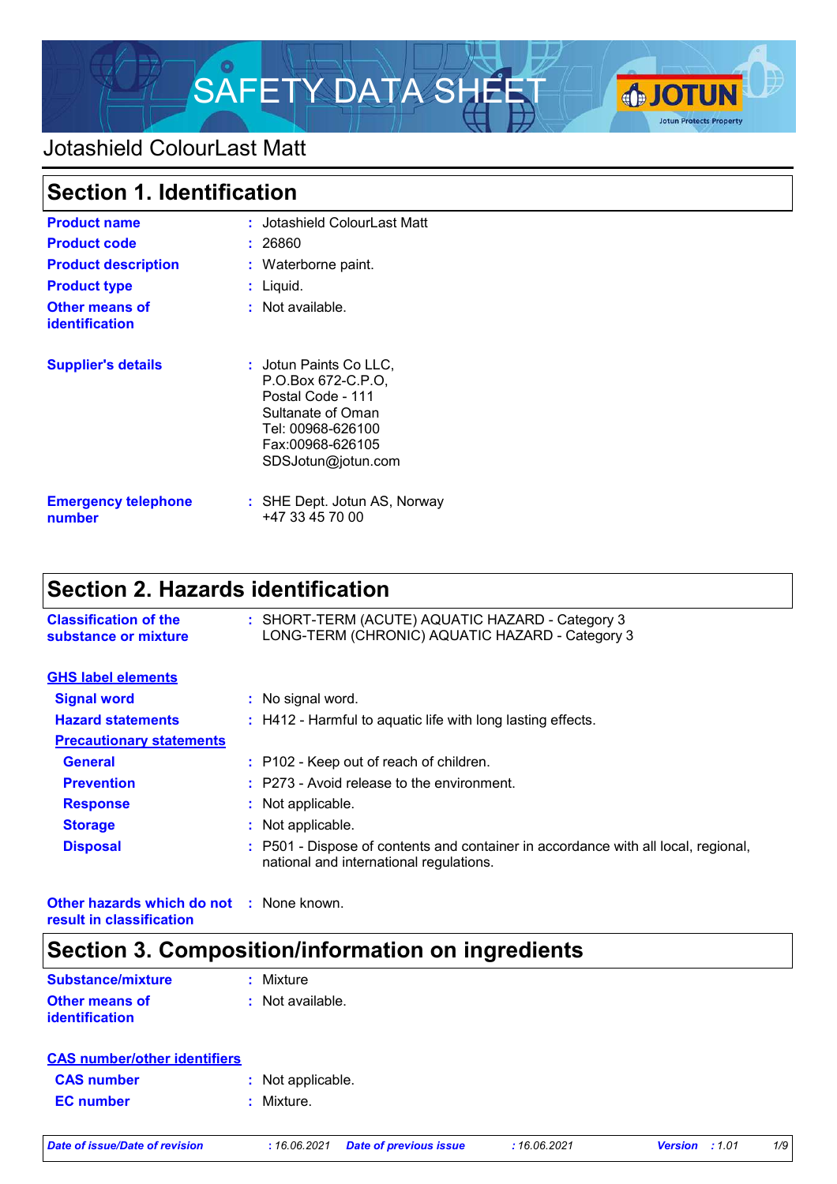# SAFETY DATA SHEET

Jotashield ColourLast Matt

## Section 1. Identification

| | | |
|---|---|---|
| **Product name** | : | Jotashield ColourLast Matt |
| **Product code** | : | 26860 |
| **Product description** | : | Waterborne paint. |
| **Product type** | : | Liquid. |
| **Other means of identification** | : | Not available. |
| **Supplier's details** | : | Jotun Paints Co LLC,<br>P.O.Box 672-C.P.O,<br>Postal Code - 111<br>Sultanate of Oman<br>Tel: 00968-626100<br>Fax:00968-626105<br>SDSJotun@jotun.com |
| **Emergency telephone number** | : | SHE Dept. Jotun AS, Norway<br>+47 33 45 70 00 |

## Section 2. Hazards identification

| | | |
|---|---|---|
| **Classification of the substance or mixture** | : | SHORT-TERM (ACUTE) AQUATIC HAZARD - Category 3<br>LONG-TERM (CHRONIC) AQUATIC HAZARD - Category 3 |

**GHS label elements**

| | | |
|---|---|---|
| **Signal word** | : | No signal word. |
| **Hazard statements** | : | H412 - Harmful to aquatic life with long lasting effects. |

**Precautionary statements**

| | | |
|---|---|---|
| **General** | : | P102 - Keep out of reach of children. |
| **Prevention** | : | P273 - Avoid release to the environment. |
| **Response** | : | Not applicable. |
| **Storage** | : | Not applicable. |
| **Disposal** | : | P501 - Dispose of contents and container in accordance with all local, regional, national and international regulations. |
| **Other hazards which do not result in classification** | : | None known. |

## Section 3. Composition/information on ingredients

| | | |
|---|---|---|
| **Substance/mixture** | : | Mixture |
| **Other means of identification** | : | Not available. |

**CAS number/other identifiers**

| | | |
|---|---|---|
| **CAS number** | : | Not applicable. |
| **EC number** | : | Mixture. |

*Date of issue/Date of revision : 16.06.2021 Date of previous issue : 16.06.2021 Version : 1.01*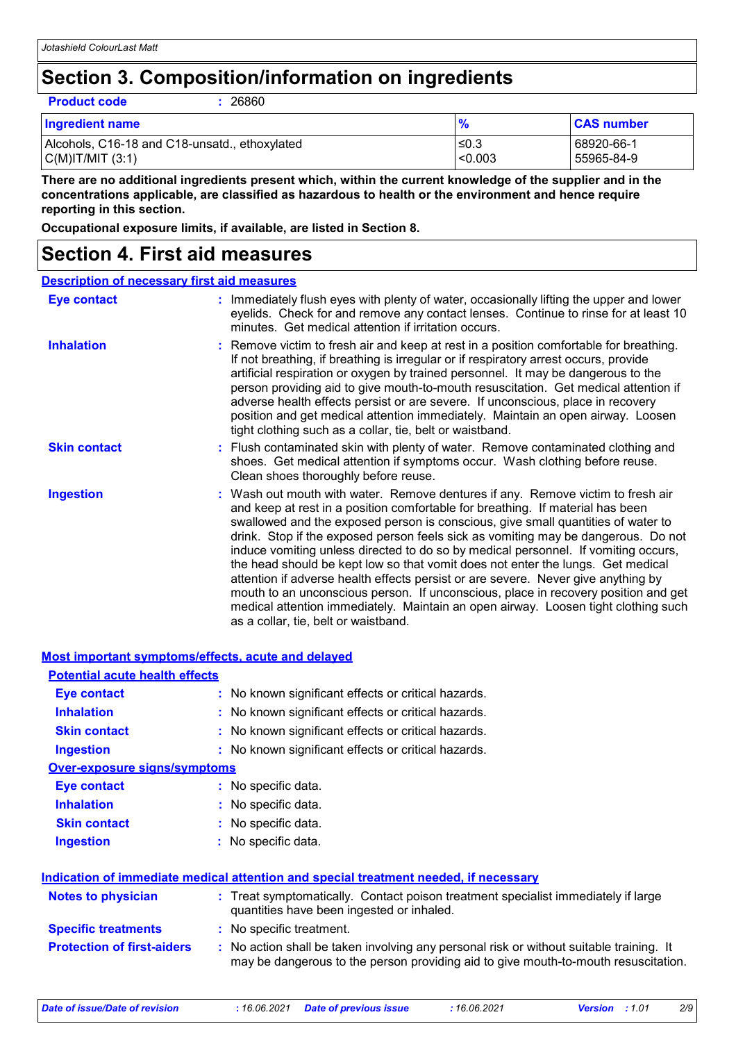# Section 3. Composition/information on ingredients

**Product code** : 26860

| Ingredient name | % | CAS number |
|---|---|---|
| Alcohols, C16-18 and C18-unsatd., ethoxylated | ≤0.3 | 68920-66-1 |
| C(M)IT/MIT (3:1) | <0.003 | 55965-84-9 |

**There are no additional ingredients present which, within the current knowledge of the supplier and in the concentrations applicable, are classified as hazardous to health or the environment and hence require reporting in this section.**

**Occupational exposure limits, if available, are listed in Section 8.**

# Section 4. First aid measures

## Description of necessary first aid measures

**Eye contact** : Immediately flush eyes with plenty of water, occasionally lifting the upper and lower eyelids. Check for and remove any contact lenses. Continue to rinse for at least 10 minutes. Get medical attention if irritation occurs.

**Inhalation** : Remove victim to fresh air and keep at rest in a position comfortable for breathing. If not breathing, if breathing is irregular or if respiratory arrest occurs, provide artificial respiration or oxygen by trained personnel. It may be dangerous to the person providing aid to give mouth-to-mouth resuscitation. Get medical attention if adverse health effects persist or are severe. If unconscious, place in recovery position and get medical attention immediately. Maintain an open airway. Loosen tight clothing such as a collar, tie, belt or waistband.

**Skin contact** : Flush contaminated skin with plenty of water. Remove contaminated clothing and shoes. Get medical attention if symptoms occur. Wash clothing before reuse. Clean shoes thoroughly before reuse.

**Ingestion** : Wash out mouth with water. Remove dentures if any. Remove victim to fresh air and keep at rest in a position comfortable for breathing. If material has been swallowed and the exposed person is conscious, give small quantities of water to drink. Stop if the exposed person feels sick as vomiting may be dangerous. Do not induce vomiting unless directed to do so by medical personnel. If vomiting occurs, the head should be kept low so that vomit does not enter the lungs. Get medical attention if adverse health effects persist or are severe. Never give anything by mouth to an unconscious person. If unconscious, place in recovery position and get medical attention immediately. Maintain an open airway. Loosen tight clothing such as a collar, tie, belt or waistband.

## Most important symptoms/effects, acute and delayed

### Potential acute health effects

**Eye contact** : No known significant effects or critical hazards.

**Inhalation** : No known significant effects or critical hazards.

**Skin contact** : No known significant effects or critical hazards.

**Ingestion** : No known significant effects or critical hazards.

### Over-exposure signs/symptoms

**Eye contact** : No specific data.

**Inhalation** : No specific data.

**Skin contact** : No specific data.

**Ingestion** : No specific data.

## Indication of immediate medical attention and special treatment needed, if necessary

**Notes to physician** : Treat symptomatically. Contact poison treatment specialist immediately if large quantities have been ingested or inhaled.

**Specific treatments** : No specific treatment.

**Protection of first-aiders** : No action shall be taken involving any personal risk or without suitable training. It may be dangerous to the person providing aid to give mouth-to-mouth resuscitation.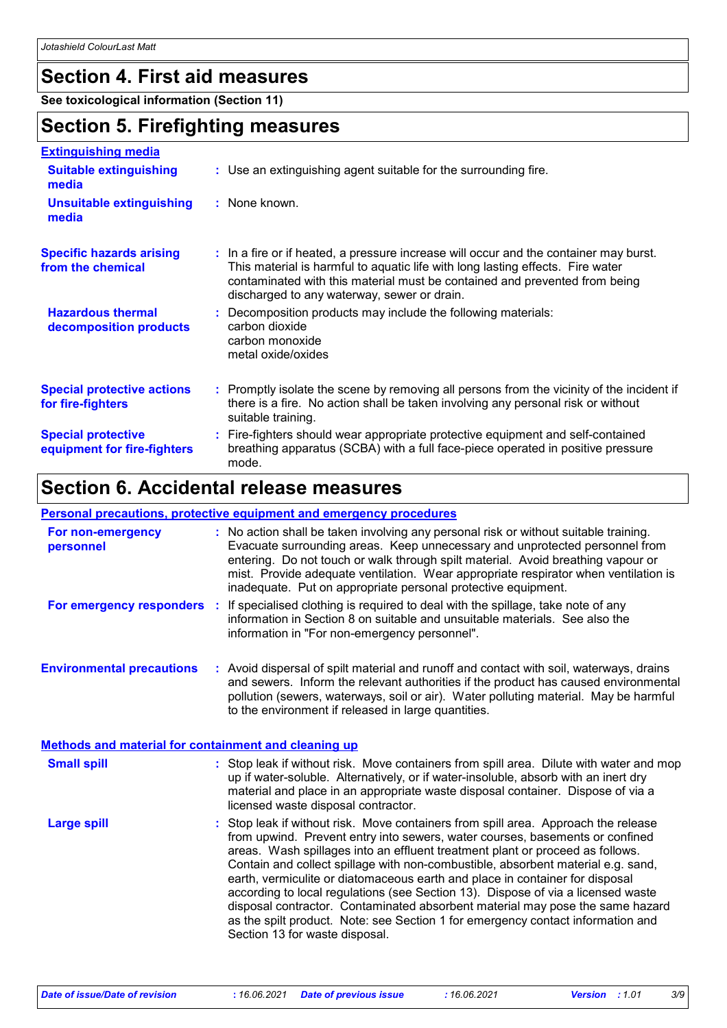# Section 4. First aid measures

**See toxicological information (Section 11)**

# Section 5. Firefighting measures

## Extinguishing media

| | |
|---|---|
| **Suitable extinguishing media** | Use an extinguishing agent suitable for the surrounding fire. |
| **Unsuitable extinguishing media** | None known. |
| **Specific hazards arising from the chemical** | In a fire or if heated, a pressure increase will occur and the container may burst. This material is harmful to aquatic life with long lasting effects. Fire water contaminated with this material must be contained and prevented from being discharged to any waterway, sewer or drain. |
| **Hazardous thermal decomposition products** | Decomposition products may include the following materials:<br>carbon dioxide<br>carbon monoxide<br>metal oxide/oxides |
| **Special protective actions for fire-fighters** | Promptly isolate the scene by removing all persons from the vicinity of the incident if there is a fire. No action shall be taken involving any personal risk or without suitable training. |
| **Special protective equipment for fire-fighters** | Fire-fighters should wear appropriate protective equipment and self-contained breathing apparatus (SCBA) with a full face-piece operated in positive pressure mode. |

# Section 6. Accidental release measures

## Personal precautions, protective equipment and emergency procedures

| | |
|---|---|
| **For non-emergency personnel** | No action shall be taken involving any personal risk or without suitable training. Evacuate surrounding areas. Keep unnecessary and unprotected personnel from entering. Do not touch or walk through spilt material. Avoid breathing vapour or mist. Provide adequate ventilation. Wear appropriate respirator when ventilation is inadequate. Put on appropriate personal protective equipment. |
| **For emergency responders** | If specialised clothing is required to deal with the spillage, take note of any information in Section 8 on suitable and unsuitable materials. See also the information in "For non-emergency personnel". |
| **Environmental precautions** | Avoid dispersal of spilt material and runoff and contact with soil, waterways, drains and sewers. Inform the relevant authorities if the product has caused environmental pollution (sewers, waterways, soil or air). Water polluting material. May be harmful to the environment if released in large quantities. |

## Methods and material for containment and cleaning up

| | |
|---|---|
| **Small spill** | Stop leak if without risk. Move containers from spill area. Dilute with water and mop up if water-soluble. Alternatively, or if water-insoluble, absorb with an inert dry material and place in an appropriate waste disposal container. Dispose of via a licensed waste disposal contractor. |
| **Large spill** | Stop leak if without risk. Move containers from spill area. Approach the release from upwind. Prevent entry into sewers, water courses, basements or confined areas. Wash spillages into an effluent treatment plant or proceed as follows. Contain and collect spillage with non-combustible, absorbent material e.g. sand, earth, vermiculite or diatomaceous earth and place in container for disposal according to local regulations (see Section 13). Dispose of via a licensed waste disposal contractor. Contaminated absorbent material may pose the same hazard as the spilt product. Note: see Section 1 for emergency contact information and Section 13 for waste disposal. |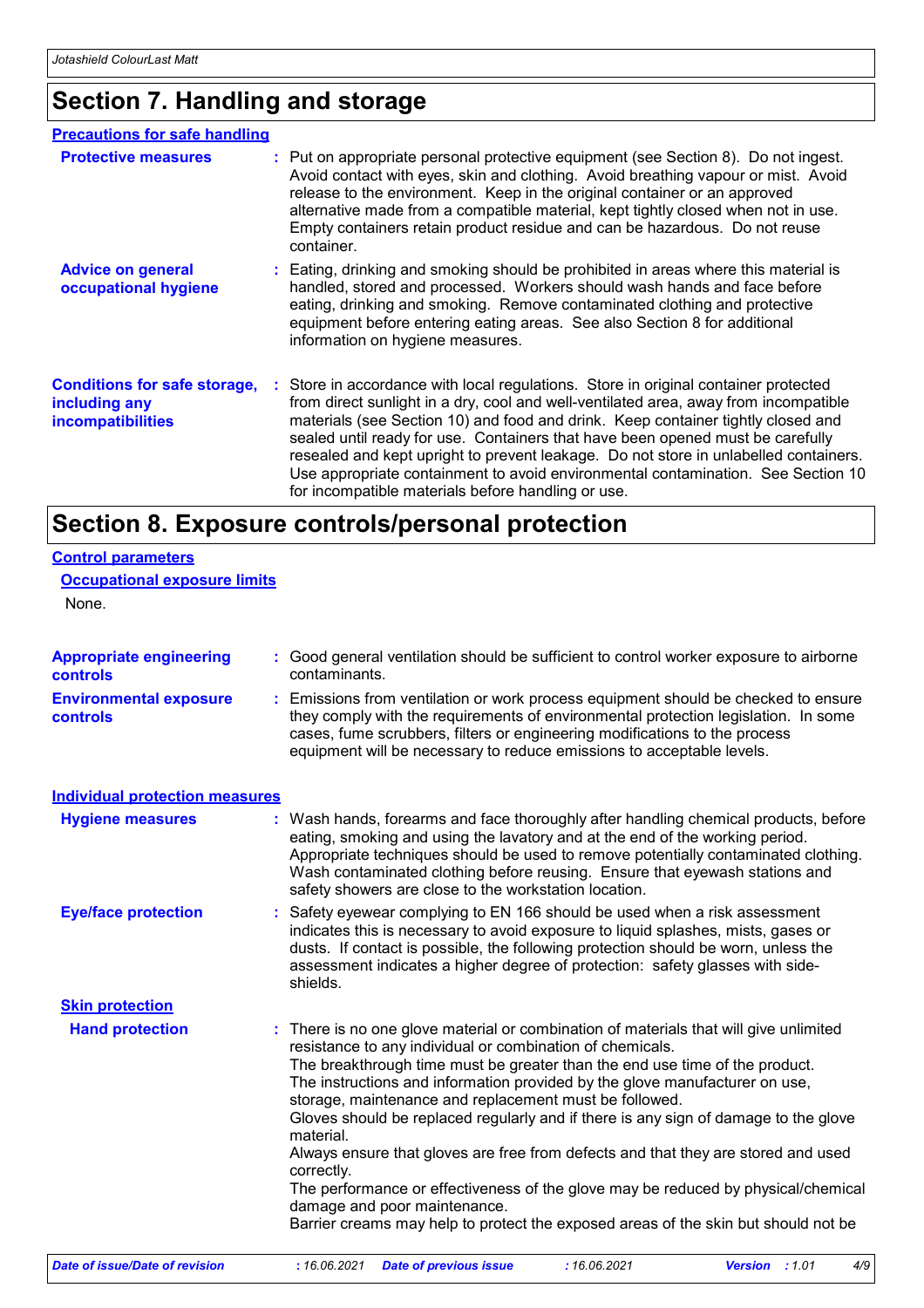## Section 7. Handling and storage

### Precautions for safe handling

**Protective measures** : Put on appropriate personal protective equipment (see Section 8). Do not ingest. Avoid contact with eyes, skin and clothing. Avoid breathing vapour or mist. Avoid release to the environment. Keep in the original container or an approved alternative made from a compatible material, kept tightly closed when not in use. Empty containers retain product residue and can be hazardous. Do not reuse container.

**Advice on general occupational hygiene** : Eating, drinking and smoking should be prohibited in areas where this material is handled, stored and processed. Workers should wash hands and face before eating, drinking and smoking. Remove contaminated clothing and protective equipment before entering eating areas. See also Section 8 for additional information on hygiene measures.

**Conditions for safe storage, including any incompatibilities** : Store in accordance with local regulations. Store in original container protected from direct sunlight in a dry, cool and well-ventilated area, away from incompatible materials (see Section 10) and food and drink. Keep container tightly closed and sealed until ready for use. Containers that have been opened must be carefully resealed and kept upright to prevent leakage. Do not store in unlabelled containers. Use appropriate containment to avoid environmental contamination. See Section 10 for incompatible materials before handling or use.

## Section 8. Exposure controls/personal protection

### Control parameters

#### Occupational exposure limits

None.

**Appropriate engineering controls** : Good general ventilation should be sufficient to control worker exposure to airborne contaminants.

**Environmental exposure controls** : Emissions from ventilation or work process equipment should be checked to ensure they comply with the requirements of environmental protection legislation. In some cases, fume scrubbers, filters or engineering modifications to the process equipment will be necessary to reduce emissions to acceptable levels.

### Individual protection measures

**Hygiene measures** : Wash hands, forearms and face thoroughly after handling chemical products, before eating, smoking and using the lavatory and at the end of the working period. Appropriate techniques should be used to remove potentially contaminated clothing. Wash contaminated clothing before reusing. Ensure that eyewash stations and safety showers are close to the workstation location.

**Eye/face protection** : Safety eyewear complying to EN 166 should be used when a risk assessment indicates this is necessary to avoid exposure to liquid splashes, mists, gases or dusts. If contact is possible, the following protection should be worn, unless the assessment indicates a higher degree of protection: safety glasses with side-shields.

#### Skin protection

**Hand protection** : There is no one glove material or combination of materials that will give unlimited resistance to any individual or combination of chemicals.
The breakthrough time must be greater than the end use time of the product.
The instructions and information provided by the glove manufacturer on use, storage, maintenance and replacement must be followed.
Gloves should be replaced regularly and if there is any sign of damage to the glove material.
Always ensure that gloves are free from defects and that they are stored and used correctly.
The performance or effectiveness of the glove may be reduced by physical/chemical damage and poor maintenance.
Barrier creams may help to protect the exposed areas of the skin but should not be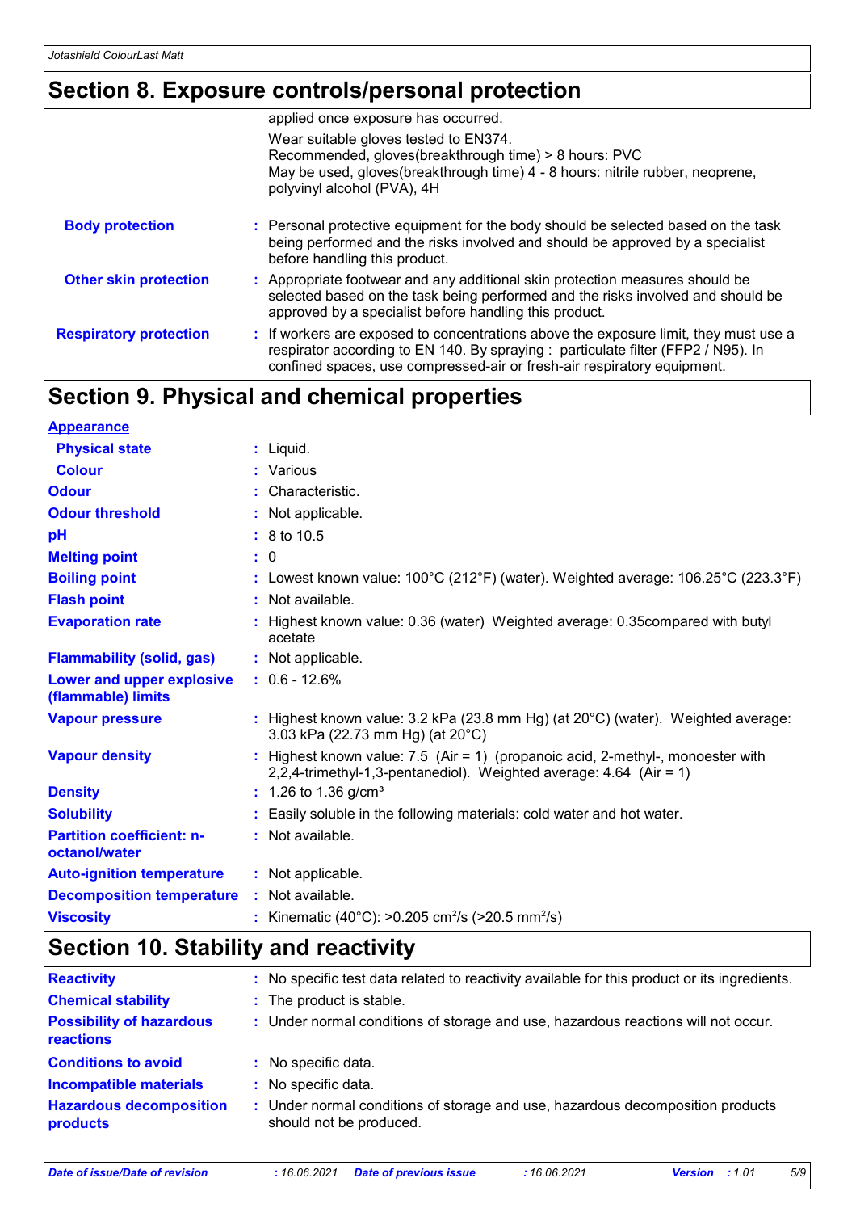## Section 8. Exposure controls/personal protection

| | |
|---|---|
| | applied once exposure has occurred.<br>Wear suitable gloves tested to EN374.<br>Recommended, gloves(breakthrough time) > 8 hours: PVC<br>May be used, gloves(breakthrough time) 4 - 8 hours: nitrile rubber, neoprene, polyvinyl alcohol (PVA), 4H |
| **Body protection** | : Personal protective equipment for the body should be selected based on the task being performed and the risks involved and should be approved by a specialist before handling this product. |
| **Other skin protection** | : Appropriate footwear and any additional skin protection measures should be selected based on the task being performed and the risks involved and should be approved by a specialist before handling this product. |
| **Respiratory protection** | : If workers are exposed to concentrations above the exposure limit, they must use a respirator according to EN 140. By spraying : particulate filter (FFP2 / N95). In confined spaces, use compressed-air or fresh-air respiratory equipment. |

## Section 9. Physical and chemical properties

**Appearance**

| | |
|---|---|
| **Physical state** | : Liquid. |
| **Colour** | : Various |
| **Odour** | : Characteristic. |
| **Odour threshold** | : Not applicable. |
| **pH** | : 8 to 10.5 |
| **Melting point** | : 0 |
| **Boiling point** | : Lowest known value: 100°C (212°F) (water). Weighted average: 106.25°C (223.3°F) |
| **Flash point** | : Not available. |
| **Evaporation rate** | : Highest known value: 0.36 (water) Weighted average: 0.35compared with butyl acetate |
| **Flammability (solid, gas)** | : Not applicable. |
| **Lower and upper explosive (flammable) limits** | : 0.6 - 12.6% |
| **Vapour pressure** | : Highest known value: 3.2 kPa (23.8 mm Hg) (at 20°C) (water). Weighted average: 3.03 kPa (22.73 mm Hg) (at 20°C) |
| **Vapour density** | : Highest known value: 7.5 (Air = 1) (propanoic acid, 2-methyl-, monoester with 2,2,4-trimethyl-1,3-pentanediol). Weighted average: 4.64 (Air = 1) |
| **Density** | : 1.26 to 1.36 g/cm³ |
| **Solubility** | : Easily soluble in the following materials: cold water and hot water. |
| **Partition coefficient: n-octanol/water** | : Not available. |
| **Auto-ignition temperature** | : Not applicable. |
| **Decomposition temperature** | : Not available. |
| **Viscosity** | : Kinematic (40°C): >0.205 $cm^2/s$ (>20.5 $mm^2/s$) |

## Section 10. Stability and reactivity

| | |
|---|---|
| **Reactivity** | : No specific test data related to reactivity available for this product or its ingredients. |
| **Chemical stability** | : The product is stable. |
| **Possibility of hazardous reactions** | : Under normal conditions of storage and use, hazardous reactions will not occur. |
| **Conditions to avoid** | : No specific data. |
| **Incompatible materials** | : No specific data. |
| **Hazardous decomposition products** | : Under normal conditions of storage and use, hazardous decomposition products should not be produced. |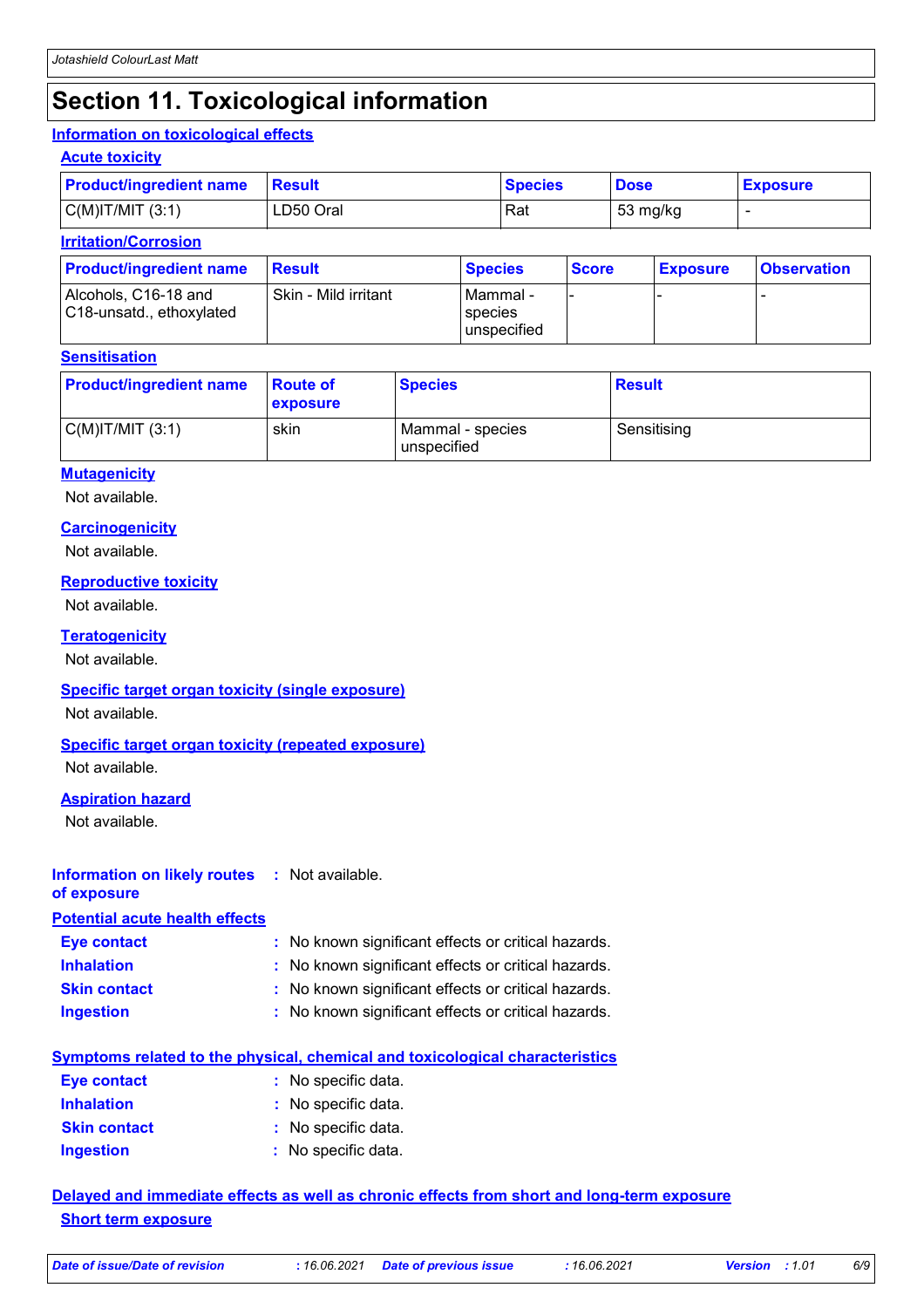# Section 11. Toxicological information

## Information on toxicological effects

### Acute toxicity

| Product/ingredient name | Result | Species | Dose | Exposure |
|---|---|---|---|---|
| C(M)IT/MIT (3:1) | LD50 Oral | Rat | 53 mg/kg | - |

### Irritation/Corrosion

| Product/ingredient name | Result | Species | Score | Exposure | Observation |
|---|---|---|---|---|---|
| Alcohols, C16-18 and C18-unsatd., ethoxylated | Skin - Mild irritant | Mammal - species unspecified | - | - | - |

### Sensitisation

| Product/ingredient name | Route of exposure | Species | Result |
|---|---|---|---|
| C(M)IT/MIT (3:1) | skin | Mammal - species unspecified | Sensitising |

### Mutagenicity

Not available.

### Carcinogenicity

Not available.

### Reproductive toxicity

Not available.

### Teratogenicity

Not available.

### Specific target organ toxicity (single exposure)

Not available.

### Specific target organ toxicity (repeated exposure)

Not available.

### Aspiration hazard

Not available.

**Information on likely routes of exposure** : Not available.

## Potential acute health effects

**Eye contact** : No known significant effects or critical hazards.
**Inhalation** : No known significant effects or critical hazards.
**Skin contact** : No known significant effects or critical hazards.
**Ingestion** : No known significant effects or critical hazards.

## Symptoms related to the physical, chemical and toxicological characteristics

**Eye contact** : No specific data.
**Inhalation** : No specific data.
**Skin contact** : No specific data.
**Ingestion** : No specific data.

## Delayed and immediate effects as well as chronic effects from short and long-term exposure

### Short term exposure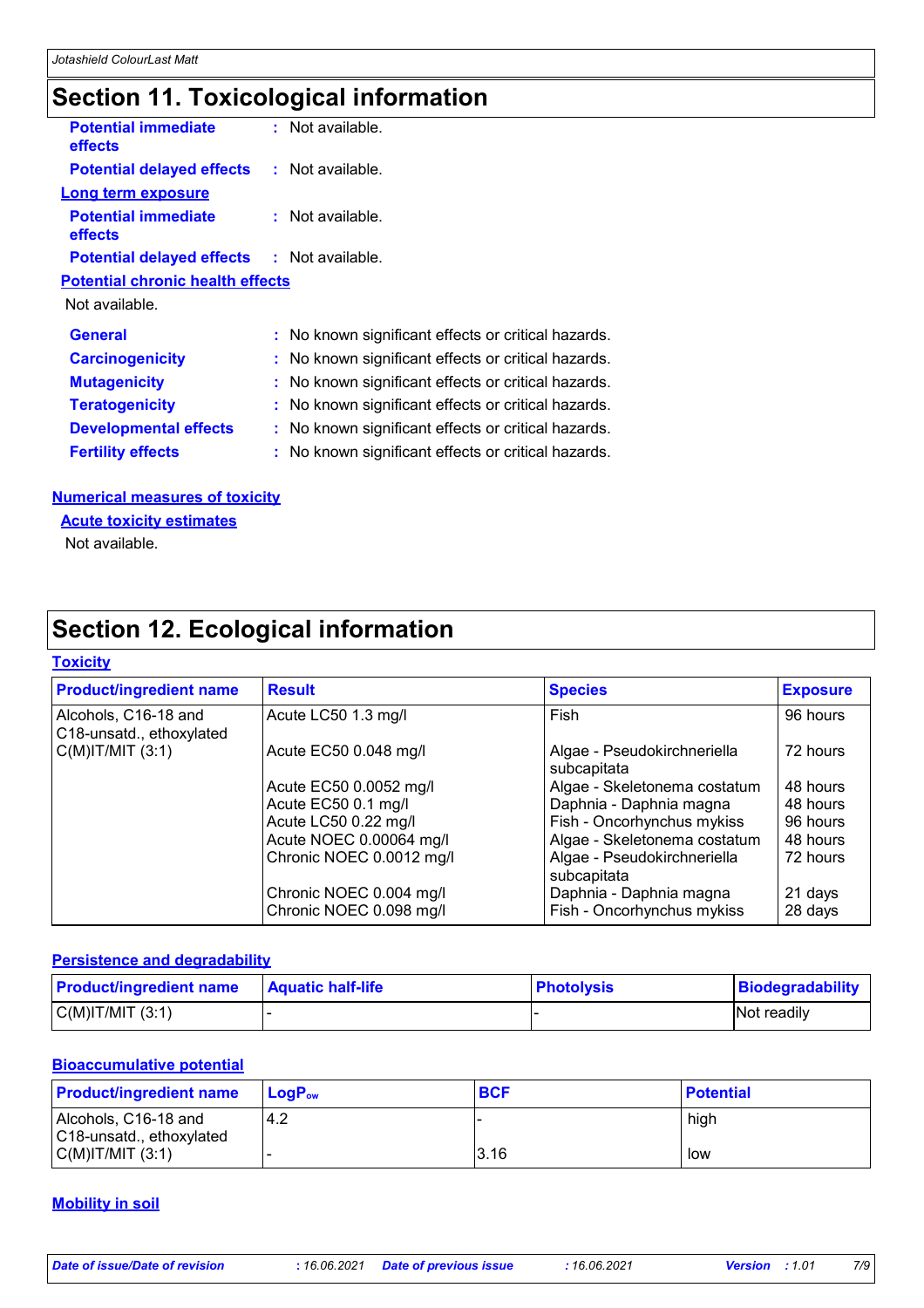# Section 11. Toxicological information

**Potential immediate effects** : Not available.

**Potential delayed effects** : Not available.

**Long term exposure**

**Potential immediate effects** : Not available.

**Potential delayed effects** : Not available.

**Potential chronic health effects**

Not available.

**General** : No known significant effects or critical hazards.

**Carcinogenicity** : No known significant effects or critical hazards.

**Mutagenicity** : No known significant effects or critical hazards.

**Teratogenicity** : No known significant effects or critical hazards.

**Developmental effects** : No known significant effects or critical hazards.

**Fertility effects** : No known significant effects or critical hazards.

**Numerical measures of toxicity**

**Acute toxicity estimates**

Not available.

# Section 12. Ecological information

**Toxicity**

| Product/ingredient name | Result | Species | Exposure |
|---|---|---|---|
| Alcohols, C16-18 and C18-unsatd., ethoxylated | Acute LC50 1.3 mg/l | Fish | 96 hours |
| C(M)IT/MIT (3:1) | Acute EC50 0.048 mg/l | Algae - Pseudokirchneriella subcapitata | 72 hours |
| | Acute EC50 0.0052 mg/l | Algae - Skeletonema costatum | 48 hours |
| | Acute EC50 0.1 mg/l | Daphnia - Daphnia magna | 48 hours |
| | Acute LC50 0.22 mg/l | Fish - Oncorhynchus mykiss | 96 hours |
| | Acute NOEC 0.00064 mg/l | Algae - Skeletonema costatum | 48 hours |
| | Chronic NOEC 0.0012 mg/l | Algae - Pseudokirchneriella subcapitata | 72 hours |
| | Chronic NOEC 0.004 mg/l | Daphnia - Daphnia magna | 21 days |
| | Chronic NOEC 0.098 mg/l | Fish - Oncorhynchus mykiss | 28 days |

**Persistence and degradability**

| Product/ingredient name | Aquatic half-life | Photolysis | Biodegradability |
|---|---|---|---|
| C(M)IT/MIT (3:1) | - | - | Not readily |

**Bioaccumulative potential**

| Product/ingredient name | $LogP_{ow}$ | BCF | Potential |
|---|---|---|---|
| Alcohols, C16-18 and C18-unsatd., ethoxylated | 4.2 | - | high |
| C(M)IT/MIT (3:1) | - | 3.16 | low |

**Mobility in soil**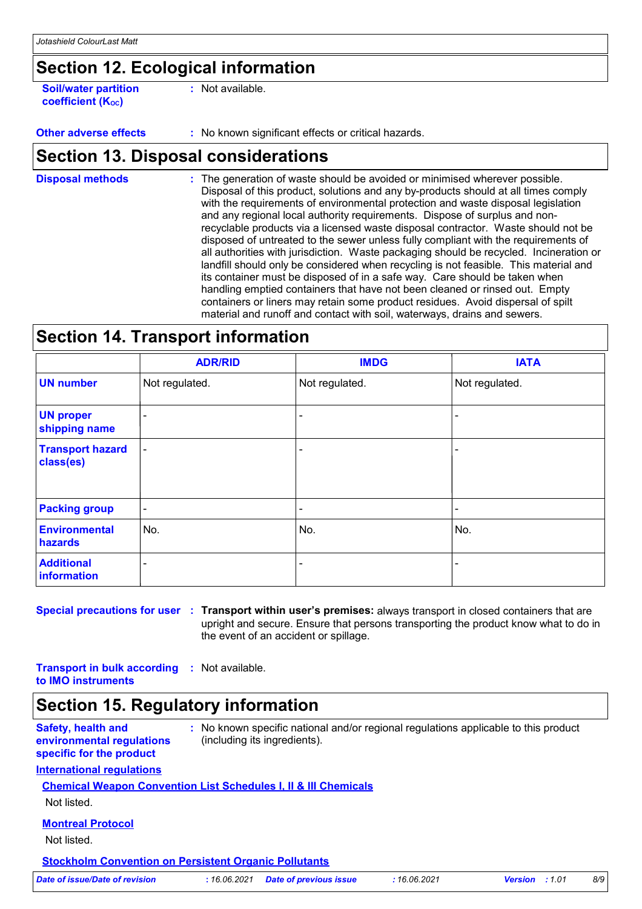## Section 12. Ecological information

**Soil/water partition coefficient ($K_{OC}$)** : Not available.

**Other adverse effects** : No known significant effects or critical hazards.

## Section 13. Disposal considerations

**Disposal methods** : The generation of waste should be avoided or minimised wherever possible. Disposal of this product, solutions and any by-products should at all times comply with the requirements of environmental protection and waste disposal legislation and any regional local authority requirements. Dispose of surplus and non-recyclable products via a licensed waste disposal contractor. Waste should not be disposed of untreated to the sewer unless fully compliant with the requirements of all authorities with jurisdiction. Waste packaging should be recycled. Incineration or landfill should only be considered when recycling is not feasible. This material and its container must be disposed of in a safe way. Care should be taken when handling emptied containers that have not been cleaned or rinsed out. Empty containers or liners may retain some product residues. Avoid dispersal of spilt material and runoff and contact with soil, waterways, drains and sewers.

## Section 14. Transport information

| | ADR/RID | IMDG | IATA |
|---|---|---|---|
| **UN number** | Not regulated. | Not regulated. | Not regulated. |
| **UN proper shipping name** | - | - | - |
| **Transport hazard class(es)** | - | - | - |
| **Packing group** | - | - | - |
| **Environmental hazards** | No. | No. | No. |
| **Additional information** | - | - | - |

**Special precautions for user** : **Transport within user's premises:** always transport in closed containers that are upright and secure. Ensure that persons transporting the product know what to do in the event of an accident or spillage.

**Transport in bulk according to IMO instruments** : Not available.

## Section 15. Regulatory information

**Safety, health and environmental regulations specific for the product** : No known specific national and/or regional regulations applicable to this product (including its ingredients).

**International regulations**

**Chemical Weapon Convention List Schedules I, II & III Chemicals**

Not listed.

**Montreal Protocol**

Not listed.

**Stockholm Convention on Persistent Organic Pollutants**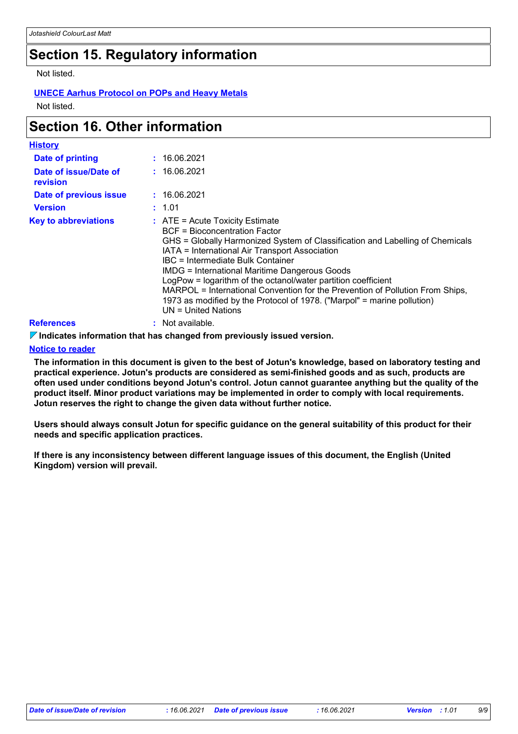# Section 15. Regulatory information

Not listed.

**UNECE Aarhus Protocol on POPs and Heavy Metals**

Not listed.

# Section 16. Other information

**History**

| | |
|---|---|
| **Date of printing** | : 16.06.2021 |
| **Date of issue/Date of revision** | : 16.06.2021 |
| **Date of previous issue** | : 16.06.2021 |
| **Version** | : 1.01 |
| **Key to abbreviations** | : ATE = Acute Toxicity Estimate<br>BCF = Bioconcentration Factor<br>GHS = Globally Harmonized System of Classification and Labelling of Chemicals<br>IATA = International Air Transport Association<br>IBC = Intermediate Bulk Container<br>IMDG = International Maritime Dangerous Goods<br>LogPow = logarithm of the octanol/water partition coefficient<br>MARPOL = International Convention for the Prevention of Pollution From Ships, 1973 as modified by the Protocol of 1978. ("Marpol" = marine pollution)<br>UN = United Nations |
| **References** | : Not available. |

**Indicates information that has changed from previously issued version.**

**Notice to reader**

**The information in this document is given to the best of Jotun's knowledge, based on laboratory testing and practical experience. Jotun's products are considered as semi-finished goods and as such, products are often used under conditions beyond Jotun's control. Jotun cannot guarantee anything but the quality of the product itself. Minor product variations may be implemented in order to comply with local requirements. Jotun reserves the right to change the given data without further notice.**

**Users should always consult Jotun for specific guidance on the general suitability of this product for their needs and specific application practices.**

**If there is any inconsistency between different language issues of this document, the English (United Kingdom) version will prevail.**